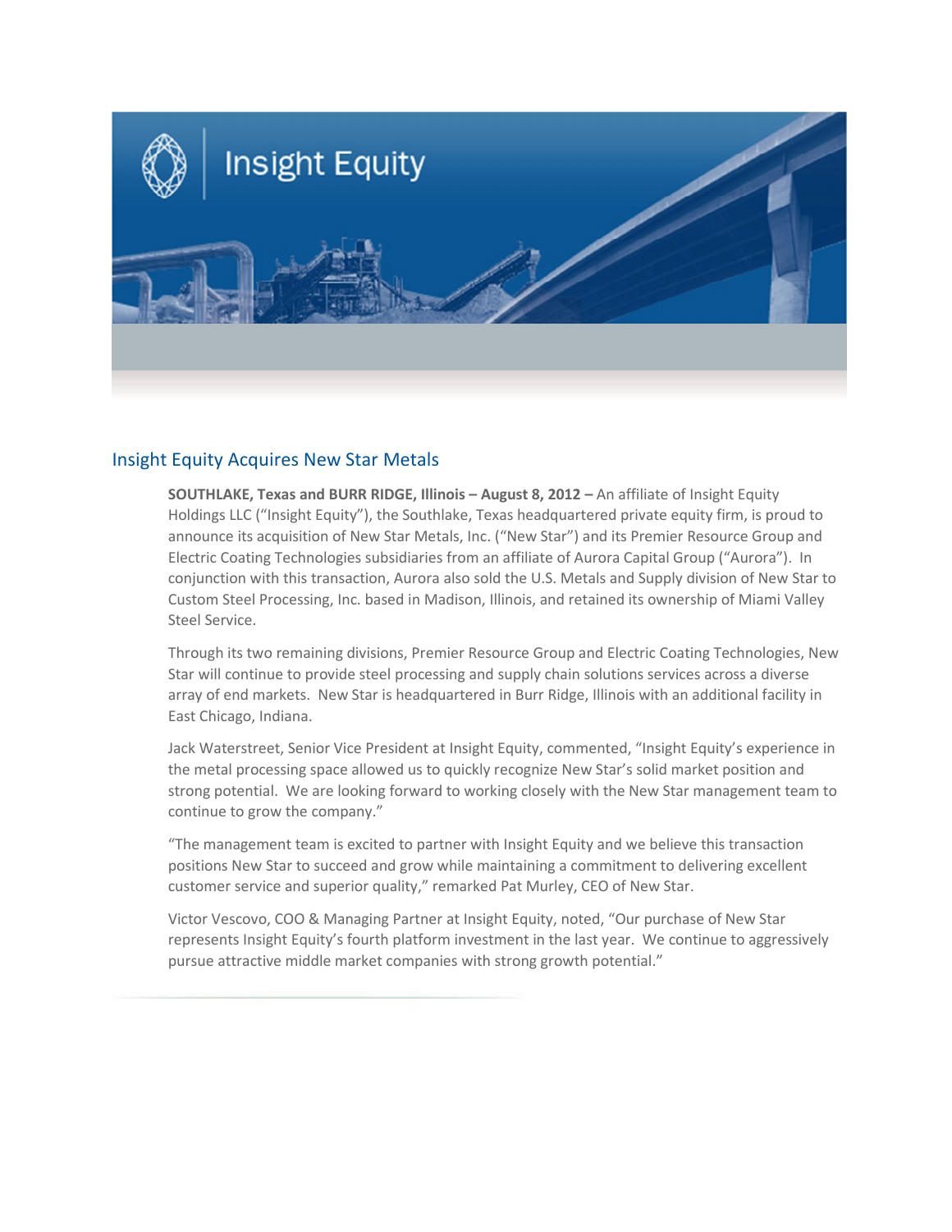# Insight Equity

## Insight Equity Acquires New Star Metals

**SOUTHLAKE, Texas and BURR RIDGE, Illinois – August 8, 2012 –** An affiliate of Insight Equity Holdings LLC ("Insight Equity"), the Southlake, Texas headquartered private equity firm, is proud to announce its acquisition of New Star Metals, Inc. ("New Star") and its Premier Resource Group and Electric Coating Technologies subsidiaries from an affiliate of Aurora Capital Group ("Aurora"). In conjunction with this transaction, Aurora also sold the U.S. Metals and Supply division of New Star to Custom Steel Processing, Inc. based in Madison, Illinois, and retained its ownership of Miami Valley Steel Service.

Through its two remaining divisions, Premier Resource Group and Electric Coating Technologies, New Star will continue to provide steel processing and supply chain solutions services across a diverse array of end markets. New Star is headquartered in Burr Ridge, Illinois with an additional facility in East Chicago, Indiana.

Jack Waterstreet, Senior Vice President at Insight Equity, commented, "Insight Equity's experience in the metal processing space allowed us to quickly recognize New Star's solid market position and strong potential. We are looking forward to working closely with the New Star management team to continue to grow the company."

"The management team is excited to partner with Insight Equity and we believe this transaction positions New Star to succeed and grow while maintaining a commitment to delivering excellent customer service and superior quality," remarked Pat Murley, CEO of New Star.

Victor Vescovo, COO & Managing Partner at Insight Equity, noted, "Our purchase of New Star represents Insight Equity's fourth platform investment in the last year. We continue to aggressively pursue attractive middle market companies with strong growth potential."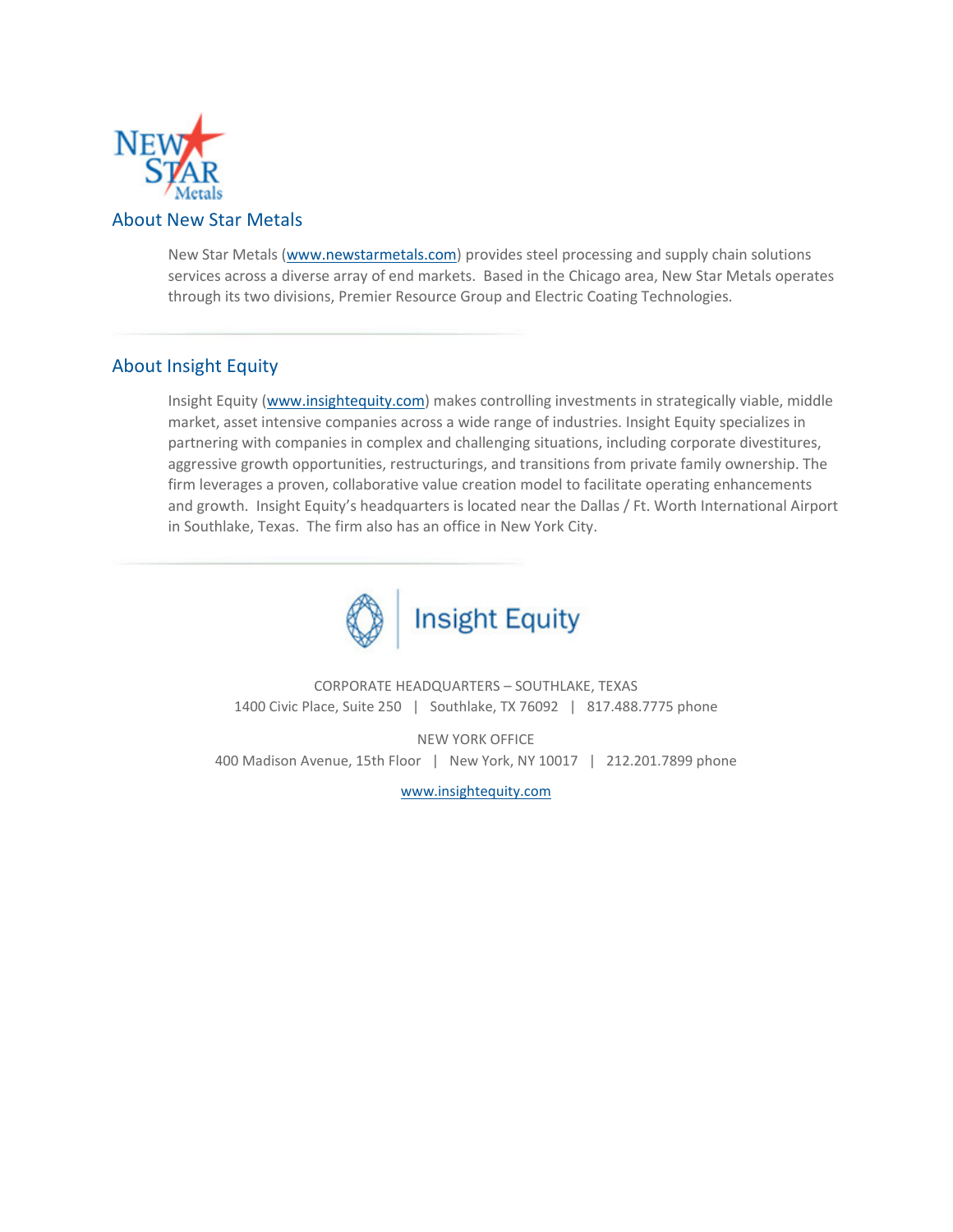## About New Star Metals

New Star Metals (www.newstarmetals.com) provides steel processing and supply chain solutions services across a diverse array of end markets. Based in the Chicago area, New Star Metals operates through its two divisions, Premier Resource Group and Electric Coating Technologies.

## About Insight Equity

Insight Equity (www.insightequity.com) makes controlling investments in strategically viable, middle market, asset intensive companies across a wide range of industries. Insight Equity specializes in partnering with companies in complex and challenging situations, including corporate divestitures, aggressive growth opportunities, restructurings, and transitions from private family ownership. The firm leverages a proven, collaborative value creation model to facilitate operating enhancements and growth. Insight Equity's headquarters is located near the Dallas / Ft. Worth International Airport in Southlake, Texas. The firm also has an office in New York City.

Insight Equity

CORPORATE HEADQUARTERS – SOUTHLAKE, TEXAS
1400 Civic Place, Suite 250 | Southlake, TX 76092 | 817.488.7775 phone

NEW YORK OFFICE
400 Madison Avenue, 15th Floor | New York, NY 10017 | 212.201.7899 phone

www.insightequity.com